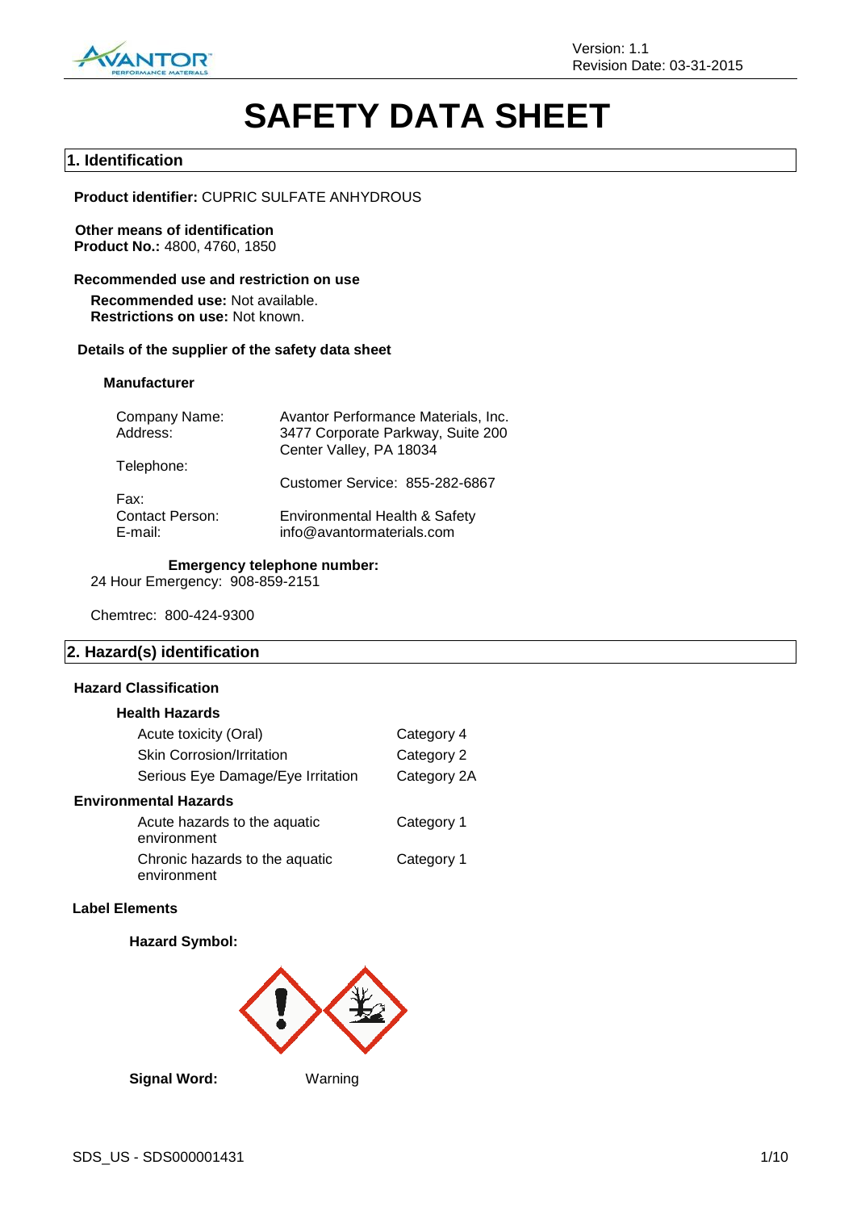# SAFETY DATA SHEET

## 1. Identification

**Product identifier:** CUPRIC SULFATE ANHYDROUS

**Other means of identification**
**Product No.:** 4800, 4760, 1850

**Recommended use and restriction on use**

**Recommended use:** Not available.
**Restrictions on use:** Not known.

**Details of the supplier of the safety data sheet**

**Manufacturer**

| | |
|---|---|
| Company Name: | Avantor Performance Materials, Inc. |
| Address: | 3477 Corporate Parkway, Suite 200<br>Center Valley, PA 18034 |
| Telephone: | Customer Service: 855-282-6867 |
| Fax: | |
| Contact Person: | Environmental Health & Safety |
| E-mail: | info@avantormaterials.com |

**Emergency telephone number:**
24 Hour Emergency: 908-859-2151

Chemtrec: 800-424-9300

## 2. Hazard(s) identification

**Hazard Classification**

**Health Hazards**

| | |
|---|---|
| Acute toxicity (Oral) | Category 4 |
| Skin Corrosion/Irritation | Category 2 |
| Serious Eye Damage/Eye Irritation | Category 2A |

**Environmental Hazards**

| | |
|---|---|
| Acute hazards to the aquatic environment | Category 1 |
| Chronic hazards to the aquatic environment | Category 1 |

**Label Elements**

**Hazard Symbol:**

**Signal Word:** Warning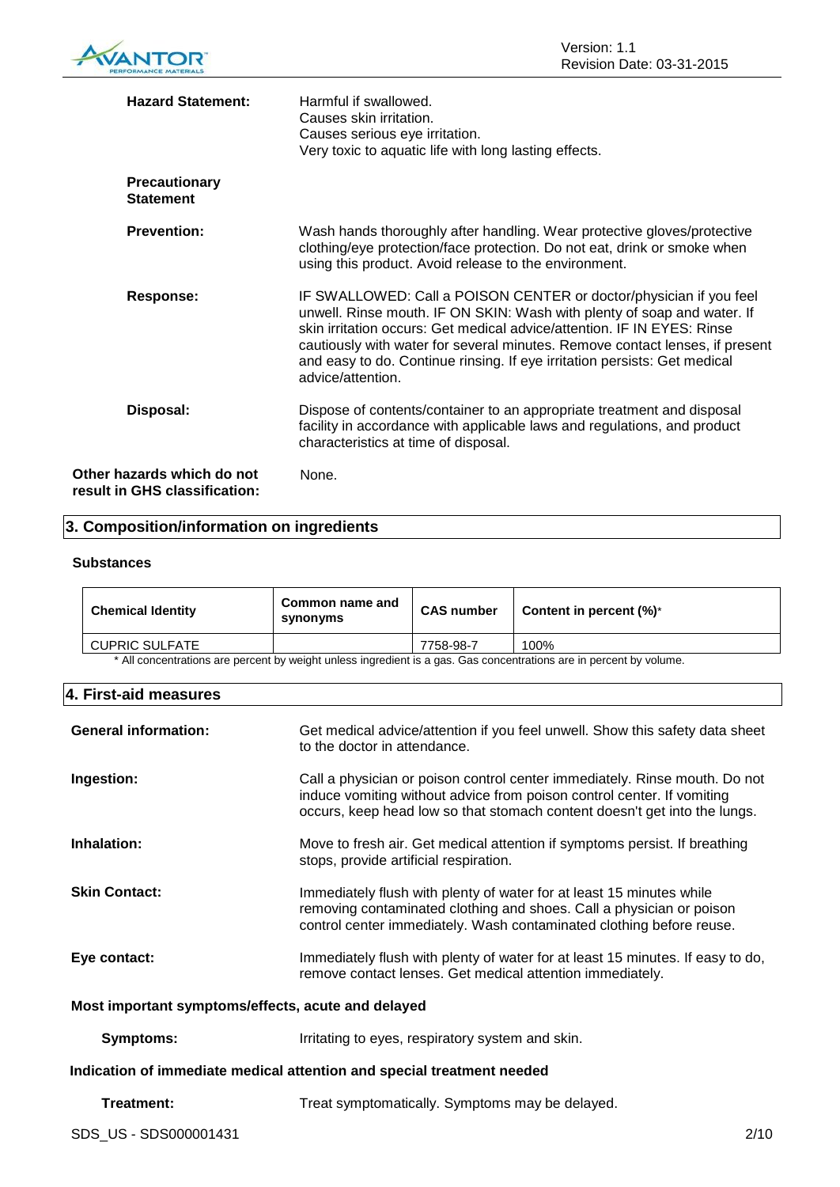**Hazard Statement:** Harmful if swallowed.
Causes skin irritation.
Causes serious eye irritation.
Very toxic to aquatic life with long lasting effects.

**Precautionary Statement**

**Prevention:** Wash hands thoroughly after handling. Wear protective gloves/protective clothing/eye protection/face protection. Do not eat, drink or smoke when using this product. Avoid release to the environment.

**Response:** IF SWALLOWED: Call a POISON CENTER or doctor/physician if you feel unwell. Rinse mouth. IF ON SKIN: Wash with plenty of soap and water. If skin irritation occurs: Get medical advice/attention. IF IN EYES: Rinse cautiously with water for several minutes. Remove contact lenses, if present and easy to do. Continue rinsing. If eye irritation persists: Get medical advice/attention.

**Disposal:** Dispose of contents/container to an appropriate treatment and disposal facility in accordance with applicable laws and regulations, and product characteristics at time of disposal.

**Other hazards which do not result in GHS classification:** None.

## 3. Composition/information on ingredients

**Substances**

| Chemical Identity | Common name and synonyms | CAS number | Content in percent (%)* |
|---|---|---|---|
| CUPRIC SULFATE | | 7758-98-7 | 100% |

\* All concentrations are percent by weight unless ingredient is a gas. Gas concentrations are in percent by volume.

## 4. First-aid measures

**General information:** Get medical advice/attention if you feel unwell. Show this safety data sheet to the doctor in attendance.

**Ingestion:** Call a physician or poison control center immediately. Rinse mouth. Do not induce vomiting without advice from poison control center. If vomiting occurs, keep head low so that stomach content doesn't get into the lungs.

**Inhalation:** Move to fresh air. Get medical attention if symptoms persist. If breathing stops, provide artificial respiration.

**Skin Contact:** Immediately flush with plenty of water for at least 15 minutes while removing contaminated clothing and shoes. Call a physician or poison control center immediately. Wash contaminated clothing before reuse.

**Eye contact:** Immediately flush with plenty of water for at least 15 minutes. If easy to do, remove contact lenses. Get medical attention immediately.

**Most important symptoms/effects, acute and delayed**

**Symptoms:** Irritating to eyes, respiratory system and skin.

**Indication of immediate medical attention and special treatment needed**

**Treatment:** Treat symptomatically. Symptoms may be delayed.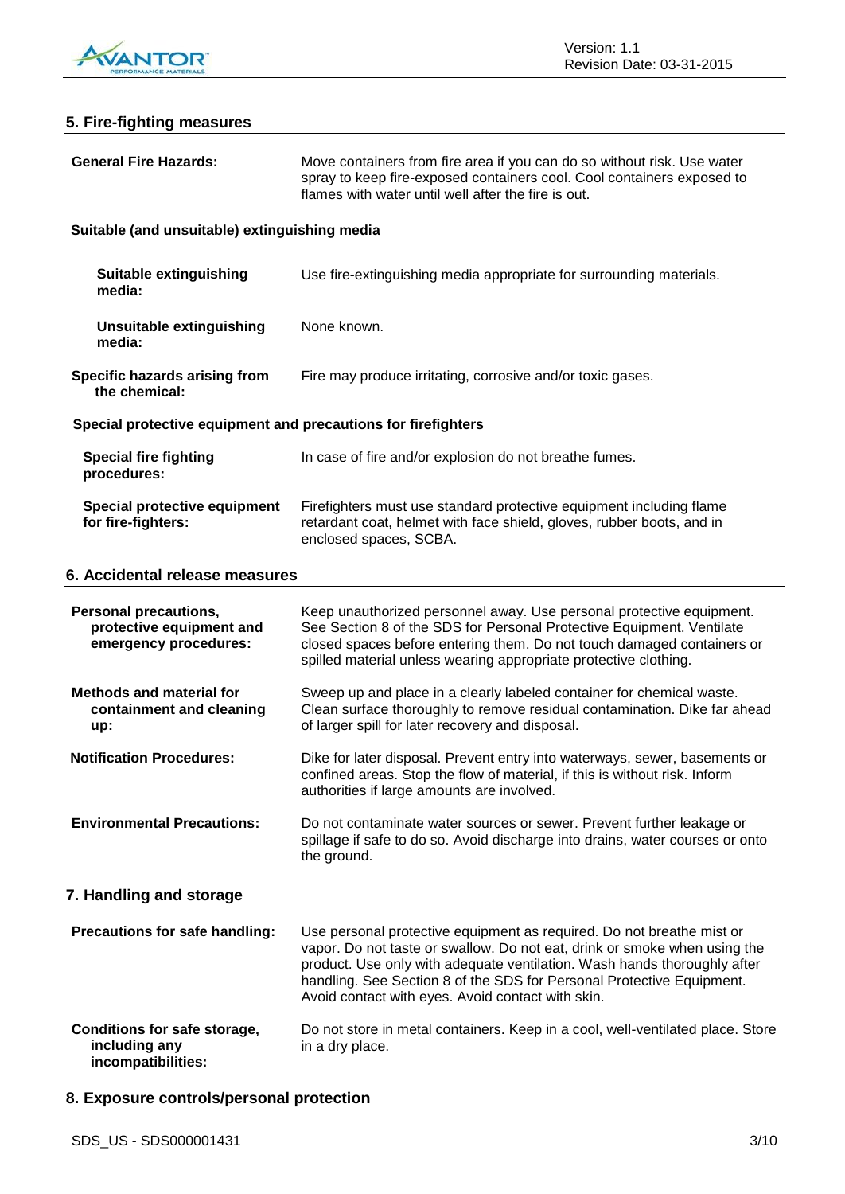## 5. Fire-fighting measures

**General Fire Hazards:** Move containers from fire area if you can do so without risk. Use water spray to keep fire-exposed containers cool. Cool containers exposed to flames with water until well after the fire is out.

### Suitable (and unsuitable) extinguishing media

**Suitable extinguishing media:** Use fire-extinguishing media appropriate for surrounding materials.

**Unsuitable extinguishing media:** None known.

**Specific hazards arising from the chemical:** Fire may produce irritating, corrosive and/or toxic gases.

### Special protective equipment and precautions for firefighters

**Special fire fighting procedures:** In case of fire and/or explosion do not breathe fumes.

**Special protective equipment for fire-fighters:** Firefighters must use standard protective equipment including flame retardant coat, helmet with face shield, gloves, rubber boots, and in enclosed spaces, SCBA.

## 6. Accidental release measures

**Personal precautions, protective equipment and emergency procedures:** Keep unauthorized personnel away. Use personal protective equipment. See Section 8 of the SDS for Personal Protective Equipment. Ventilate closed spaces before entering them. Do not touch damaged containers or spilled material unless wearing appropriate protective clothing.

**Methods and material for containment and cleaning up:** Sweep up and place in a clearly labeled container for chemical waste. Clean surface thoroughly to remove residual contamination. Dike far ahead of larger spill for later recovery and disposal.

**Notification Procedures:** Dike for later disposal. Prevent entry into waterways, sewer, basements or confined areas. Stop the flow of material, if this is without risk. Inform authorities if large amounts are involved.

**Environmental Precautions:** Do not contaminate water sources or sewer. Prevent further leakage or spillage if safe to do so. Avoid discharge into drains, water courses or onto the ground.

## 7. Handling and storage

**Precautions for safe handling:** Use personal protective equipment as required. Do not breathe mist or vapor. Do not taste or swallow. Do not eat, drink or smoke when using the product. Use only with adequate ventilation. Wash hands thoroughly after handling. See Section 8 of the SDS for Personal Protective Equipment. Avoid contact with eyes. Avoid contact with skin.

**Conditions for safe storage, including any incompatibilities:** Do not store in metal containers. Keep in a cool, well-ventilated place. Store in a dry place.

## 8. Exposure controls/personal protection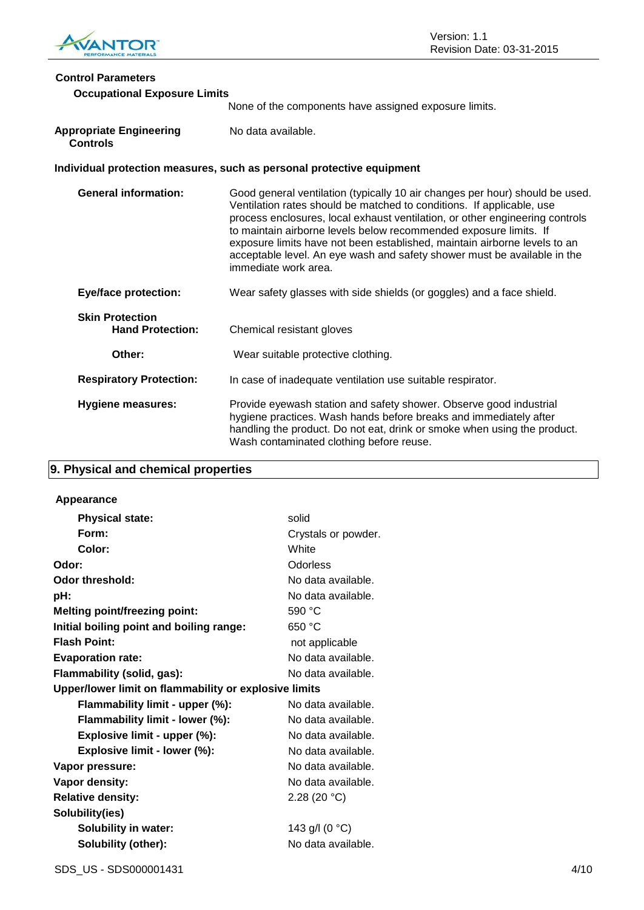**Control Parameters**

**Occupational Exposure Limits**

None of the components have assigned exposure limits.

| | |
|---|---|
| **Appropriate Engineering Controls** | No data available. |

**Individual protection measures, such as personal protective equipment**

| | |
|---|---|
| **General information:** | Good general ventilation (typically 10 air changes per hour) should be used. Ventilation rates should be matched to conditions. If applicable, use process enclosures, local exhaust ventilation, or other engineering controls to maintain airborne levels below recommended exposure limits. If exposure limits have not been established, maintain airborne levels to an acceptable level. An eye wash and safety shower must be available in the immediate work area. |
| **Eye/face protection:** | Wear safety glasses with side shields (or goggles) and a face shield. |
| **Skin Protection** | |
| **Hand Protection:** | Chemical resistant gloves |
| **Other:** | Wear suitable protective clothing. |
| **Respiratory Protection:** | In case of inadequate ventilation use suitable respirator. |
| **Hygiene measures:** | Provide eyewash station and safety shower. Observe good industrial hygiene practices. Wash hands before breaks and immediately after handling the product. Do not eat, drink or smoke when using the product. Wash contaminated clothing before reuse. |

## 9. Physical and chemical properties

**Appearance**

| | |
|---|---|
| **Physical state:** | solid |
| **Form:** | Crystals or powder. |
| **Color:** | White |
| **Odor:** | Odorless |
| **Odor threshold:** | No data available. |
| **pH:** | No data available. |
| **Melting point/freezing point:** | 590 °C |
| **Initial boiling point and boiling range:** | 650 °C |
| **Flash Point:** | not applicable |
| **Evaporation rate:** | No data available. |
| **Flammability (solid, gas):** | No data available. |
| **Upper/lower limit on flammability or explosive limits** | |
| **Flammability limit - upper (%):** | No data available. |
| **Flammability limit - lower (%):** | No data available. |
| **Explosive limit - upper (%):** | No data available. |
| **Explosive limit - lower (%):** | No data available. |
| **Vapor pressure:** | No data available. |
| **Vapor density:** | No data available. |
| **Relative density:** | 2.28 (20 °C) |
| **Solubility(ies)** | |
| **Solubility in water:** | 143 g/l (0 °C) |
| **Solubility (other):** | No data available. |

SDS_US - SDS000001431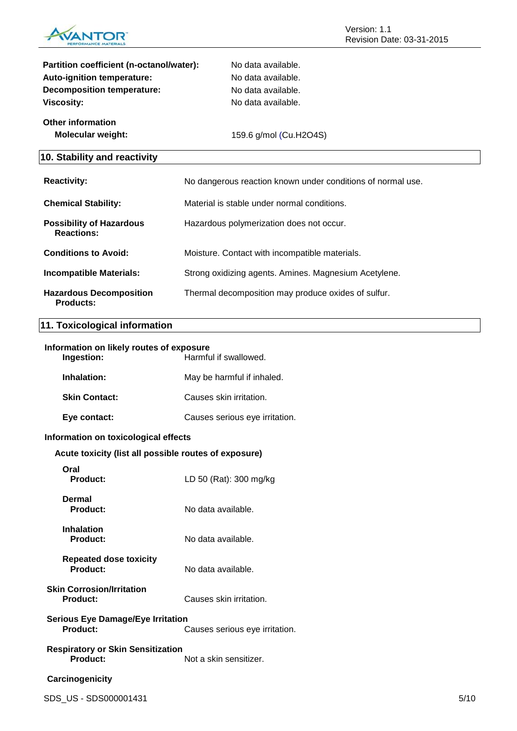**Partition coefficient (n-octanol/water):** No data available.
**Auto-ignition temperature:** No data available.
**Decomposition temperature:** No data available.
**Viscosity:** No data available.

**Other information**

**Molecular weight:** 159.6 g/mol ($Cu.H_2O_4S$)

## 10. Stability and reactivity

**Reactivity:** No dangerous reaction known under conditions of normal use.

**Chemical Stability:** Material is stable under normal conditions.

**Possibility of Hazardous Reactions:** Hazardous polymerization does not occur.

**Conditions to Avoid:** Moisture. Contact with incompatible materials.

**Incompatible Materials:** Strong oxidizing agents. Amines. Magnesium Acetylene.

**Hazardous Decomposition Products:** Thermal decomposition may produce oxides of sulfur.

## 11. Toxicological information

**Information on likely routes of exposure**

**Ingestion:** Harmful if swallowed.

**Inhalation:** May be harmful if inhaled.

**Skin Contact:** Causes skin irritation.

**Eye contact:** Causes serious eye irritation.

**Information on toxicological effects**

**Acute toxicity (list all possible routes of exposure)**

**Oral**
**Product:** LD 50 (Rat): 300 mg/kg

**Dermal**
**Product:** No data available.

**Inhalation**
**Product:** No data available.

**Repeated dose toxicity**
**Product:** No data available.

**Skin Corrosion/Irritation**
**Product:** Causes skin irritation.

**Serious Eye Damage/Eye Irritation**
**Product:** Causes serious eye irritation.

**Respiratory or Skin Sensitization**
**Product:** Not a skin sensitizer.

**Carcinogenicity**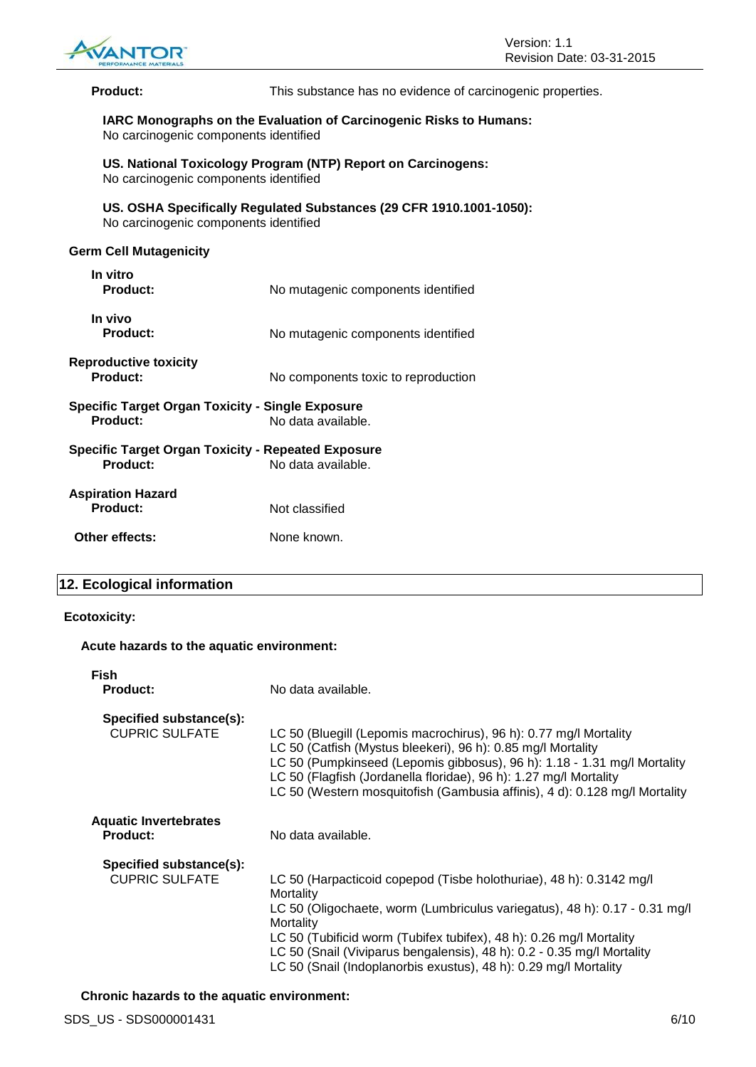**Product:** This substance has no evidence of carcinogenic properties.

**IARC Monographs on the Evaluation of Carcinogenic Risks to Humans:**
No carcinogenic components identified

**US. National Toxicology Program (NTP) Report on Carcinogens:**
No carcinogenic components identified

**US. OSHA Specifically Regulated Substances (29 CFR 1910.1001-1050):**
No carcinogenic components identified

**Germ Cell Mutagenicity**

**In vitro**
**Product:** No mutagenic components identified

**In vivo**
**Product:** No mutagenic components identified

**Reproductive toxicity**
**Product:** No components toxic to reproduction

**Specific Target Organ Toxicity - Single Exposure**
**Product:** No data available.

**Specific Target Organ Toxicity - Repeated Exposure**
**Product:** No data available.

**Aspiration Hazard**
**Product:** Not classified

**Other effects:** None known.

## 12. Ecological information

**Ecotoxicity:**

**Acute hazards to the aquatic environment:**

**Fish**
**Product:** No data available.

**Specified substance(s):**
CUPRIC SULFATE
- LC 50 (Bluegill (Lepomis macrochirus), 96 h): 0.77 mg/l Mortality
- LC 50 (Catfish (Mystus bleekeri), 96 h): 0.85 mg/l Mortality
- LC 50 (Pumpkinseed (Lepomis gibbosus), 96 h): 1.18 - 1.31 mg/l Mortality
- LC 50 (Flagfish (Jordanella floridae), 96 h): 1.27 mg/l Mortality
- LC 50 (Western mosquitofish (Gambusia affinis), 4 d): 0.128 mg/l Mortality

**Aquatic Invertebrates**
**Product:** No data available.

**Specified substance(s):**
CUPRIC SULFATE
- LC 50 (Harpacticoid copepod (Tisbe holothuriae), 48 h): 0.3142 mg/l Mortality
- LC 50 (Oligochaete, worm (Lumbriculus variegatus), 48 h): 0.17 - 0.31 mg/l Mortality
- LC 50 (Tubificid worm (Tubifex tubifex), 48 h): 0.26 mg/l Mortality
- LC 50 (Snail (Viviparus bengalensis), 48 h): 0.2 - 0.35 mg/l Mortality
- LC 50 (Snail (Indoplanorbis exustus), 48 h): 0.29 mg/l Mortality

**Chronic hazards to the aquatic environment:**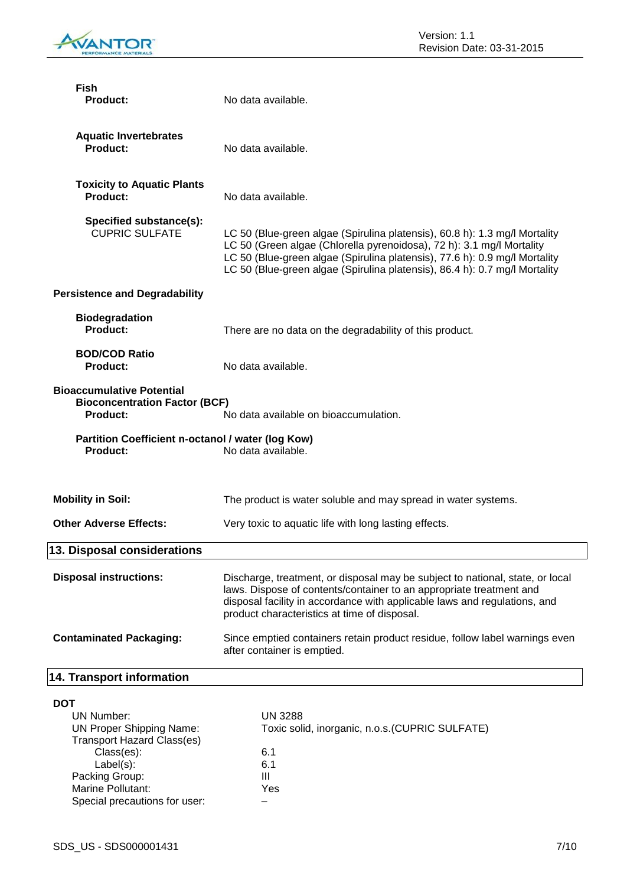**Fish**

**Product:** No data available.

**Aquatic Invertebrates**

**Product:** No data available.

**Toxicity to Aquatic Plants**

**Product:** No data available.

**Specified substance(s):**

CUPRIC SULFATE

LC 50 (Blue-green algae (Spirulina platensis), 60.8 h): 1.3 mg/l Mortality
LC 50 (Green algae (Chlorella pyrenoidosa), 72 h): 3.1 mg/l Mortality
LC 50 (Blue-green algae (Spirulina platensis), 77.6 h): 0.9 mg/l Mortality
LC 50 (Blue-green algae (Spirulina platensis), 86.4 h): 0.7 mg/l Mortality

**Persistence and Degradability**

**Biodegradation**

**Product:** There are no data on the degradability of this product.

**BOD/COD Ratio**

**Product:** No data available.

**Bioaccumulative Potential**

**Bioconcentration Factor (BCF)**

**Product:** No data available on bioaccumulation.

**Partition Coefficient n-octanol / water (log Kow)**

**Product:** No data available.

**Mobility in Soil:** The product is water soluble and may spread in water systems.

**Other Adverse Effects:** Very toxic to aquatic life with long lasting effects.

## 13. Disposal considerations

**Disposal instructions:** Discharge, treatment, or disposal may be subject to national, state, or local laws. Dispose of contents/container to an appropriate treatment and disposal facility in accordance with applicable laws and regulations, and product characteristics at time of disposal.

**Contaminated Packaging:** Since emptied containers retain product residue, follow label warnings even after container is emptied.

## 14. Transport information

**DOT**

UN Number: UN 3288
UN Proper Shipping Name: Toxic solid, inorganic, n.o.s.(CUPRIC SULFATE)
Transport Hazard Class(es)
  Class(es): 6.1
  Label(s): 6.1
Packing Group: III
Marine Pollutant: Yes
Special precautions for user: –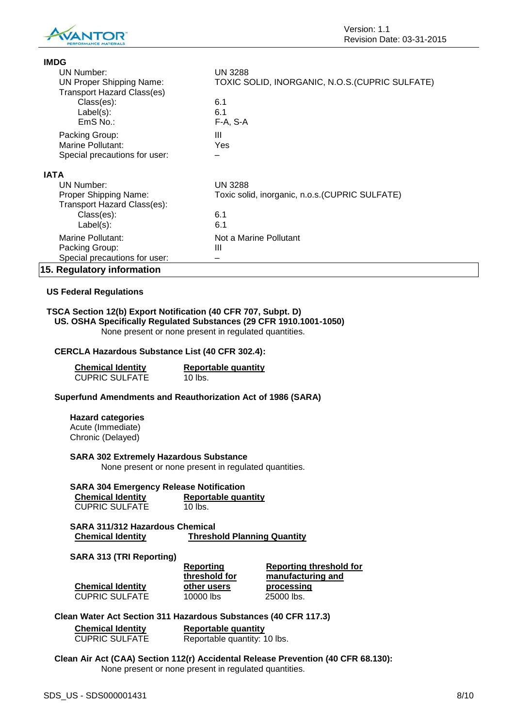**IMDG**

| | |
|---|---|
| UN Number: | UN 3288 |
| UN Proper Shipping Name: | TOXIC SOLID, INORGANIC, N.O.S.(CUPRIC SULFATE) |
| Transport Hazard Class(es) | |
| Class(es): | 6.1 |
| Label(s): | 6.1 |
| EmS No.: | F-A, S-A |
| Packing Group: | III |
| Marine Pollutant: | Yes |
| Special precautions for user: | – |

**IATA**

| | |
|---|---|
| UN Number: | UN 3288 |
| Proper Shipping Name: | Toxic solid, inorganic, n.o.s.(CUPRIC SULFATE) |
| Transport Hazard Class(es): | |
| Class(es): | 6.1 |
| Label(s): | 6.1 |
| Marine Pollutant: | Not a Marine Pollutant |
| Packing Group: | III |
| Special precautions for user: | – |

## 15. Regulatory information

### US Federal Regulations

**TSCA Section 12(b) Export Notification (40 CFR 707, Subpt. D)**

**US. OSHA Specifically Regulated Substances (29 CFR 1910.1001-1050)**

None present or none present in regulated quantities.

**CERCLA Hazardous Substance List (40 CFR 302.4):**

| Chemical Identity | Reportable quantity |
|---|---|
| CUPRIC SULFATE | 10 lbs. |

**Superfund Amendments and Reauthorization Act of 1986 (SARA)**

**Hazard categories**

Acute (Immediate)
Chronic (Delayed)

**SARA 302 Extremely Hazardous Substance**

None present or none present in regulated quantities.

**SARA 304 Emergency Release Notification**

| Chemical Identity | Reportable quantity |
|---|---|
| CUPRIC SULFATE | 10 lbs. |

**SARA 311/312 Hazardous Chemical**

| Chemical Identity | Threshold Planning Quantity |
|---|---|

**SARA 313 (TRI Reporting)**

| Chemical Identity | Reporting threshold for other users | Reporting threshold for manufacturing and processing |
|---|---|---|
| CUPRIC SULFATE | 10000 lbs | 25000 lbs. |

**Clean Water Act Section 311 Hazardous Substances (40 CFR 117.3)**

| Chemical Identity | Reportable quantity |
|---|---|
| CUPRIC SULFATE | Reportable quantity: 10 lbs. |

**Clean Air Act (CAA) Section 112(r) Accidental Release Prevention (40 CFR 68.130):**

None present or none present in regulated quantities.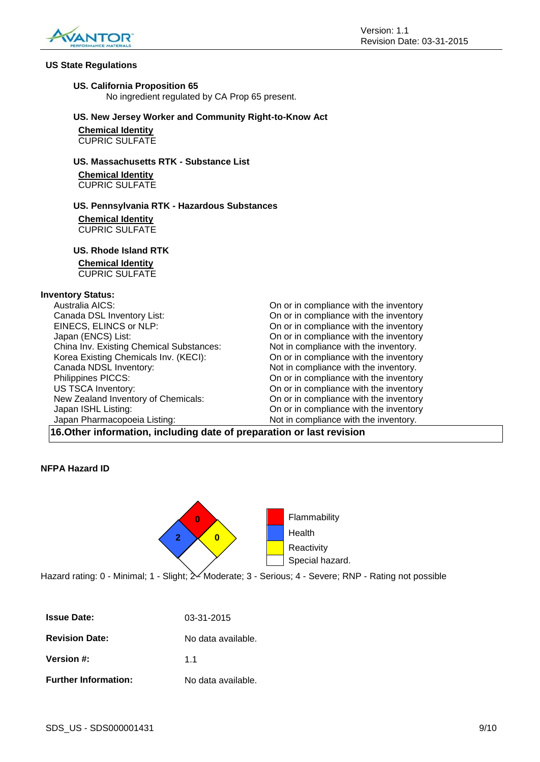### US State Regulations

**US. California Proposition 65**

No ingredient regulated by CA Prop 65 present.

**US. New Jersey Worker and Community Right-to-Know Act**

**Chemical Identity**
CUPRIC SULFATE

**US. Massachusetts RTK - Substance List**

**Chemical Identity**
CUPRIC SULFATE

**US. Pennsylvania RTK - Hazardous Substances**

**Chemical Identity**
CUPRIC SULFATE

**US. Rhode Island RTK**

**Chemical Identity**
CUPRIC SULFATE

**Inventory Status:**

| | |
|---|---|
| Australia AICS: | On or in compliance with the inventory |
| Canada DSL Inventory List: | On or in compliance with the inventory |
| EINECS, ELINCS or NLP: | On or in compliance with the inventory |
| Japan (ENCS) List: | On or in compliance with the inventory |
| China Inv. Existing Chemical Substances: | Not in compliance with the inventory. |
| Korea Existing Chemicals Inv. (KECI): | On or in compliance with the inventory |
| Canada NDSL Inventory: | Not in compliance with the inventory. |
| Philippines PICCS: | On or in compliance with the inventory |
| US TSCA Inventory: | On or in compliance with the inventory |
| New Zealand Inventory of Chemicals: | On or in compliance with the inventory |
| Japan ISHL Listing: | On or in compliance with the inventory |
| Japan Pharmacopoeia Listing: | Not in compliance with the inventory. |

## 16.Other information, including date of preparation or last revision

**NFPA Hazard ID**

| Category | Rating |
|---|---|
| Flammability | 0 |
| Health | 2 |
| Reactivity | 0 |
| Special hazard. | |

Hazard rating: 0 - Minimal; 1 - Slight; 2 - Moderate; 3 - Serious; 4 - Severe; RNP - Rating not possible

| | |
|---|---|
| **Issue Date:** | 03-31-2015 |
| **Revision Date:** | No data available. |
| **Version #:** | 1.1 |
| **Further Information:** | No data available. |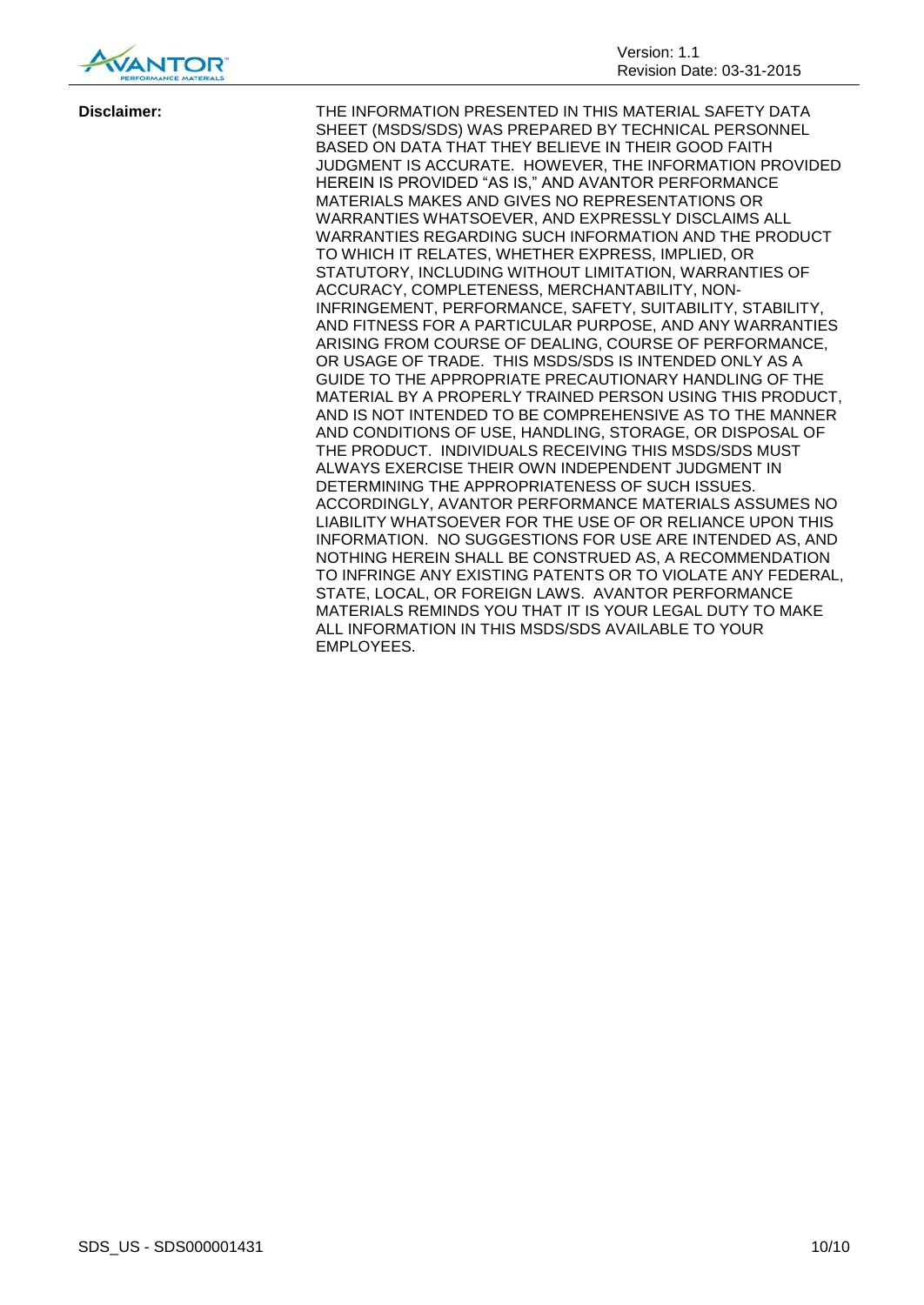**Disclaimer:**

THE INFORMATION PRESENTED IN THIS MATERIAL SAFETY DATA SHEET (MSDS/SDS) WAS PREPARED BY TECHNICAL PERSONNEL BASED ON DATA THAT THEY BELIEVE IN THEIR GOOD FAITH JUDGMENT IS ACCURATE. HOWEVER, THE INFORMATION PROVIDED HEREIN IS PROVIDED "AS IS," AND AVANTOR PERFORMANCE MATERIALS MAKES AND GIVES NO REPRESENTATIONS OR WARRANTIES WHATSOEVER, AND EXPRESSLY DISCLAIMS ALL WARRANTIES REGARDING SUCH INFORMATION AND THE PRODUCT TO WHICH IT RELATES, WHETHER EXPRESS, IMPLIED, OR STATUTORY, INCLUDING WITHOUT LIMITATION, WARRANTIES OF ACCURACY, COMPLETENESS, MERCHANTABILITY, NON-INFRINGEMENT, PERFORMANCE, SAFETY, SUITABILITY, STABILITY, AND FITNESS FOR A PARTICULAR PURPOSE, AND ANY WARRANTIES ARISING FROM COURSE OF DEALING, COURSE OF PERFORMANCE, OR USAGE OF TRADE. THIS MSDS/SDS IS INTENDED ONLY AS A GUIDE TO THE APPROPRIATE PRECAUTIONARY HANDLING OF THE MATERIAL BY A PROPERLY TRAINED PERSON USING THIS PRODUCT, AND IS NOT INTENDED TO BE COMPREHENSIVE AS TO THE MANNER AND CONDITIONS OF USE, HANDLING, STORAGE, OR DISPOSAL OF THE PRODUCT. INDIVIDUALS RECEIVING THIS MSDS/SDS MUST ALWAYS EXERCISE THEIR OWN INDEPENDENT JUDGMENT IN DETERMINING THE APPROPRIATENESS OF SUCH ISSUES. ACCORDINGLY, AVANTOR PERFORMANCE MATERIALS ASSUMES NO LIABILITY WHATSOEVER FOR THE USE OF OR RELIANCE UPON THIS INFORMATION. NO SUGGESTIONS FOR USE ARE INTENDED AS, AND NOTHING HEREIN SHALL BE CONSTRUED AS, A RECOMMENDATION TO INFRINGE ANY EXISTING PATENTS OR TO VIOLATE ANY FEDERAL, STATE, LOCAL, OR FOREIGN LAWS. AVANTOR PERFORMANCE MATERIALS REMINDS YOU THAT IT IS YOUR LEGAL DUTY TO MAKE ALL INFORMATION IN THIS MSDS/SDS AVAILABLE TO YOUR EMPLOYEES.